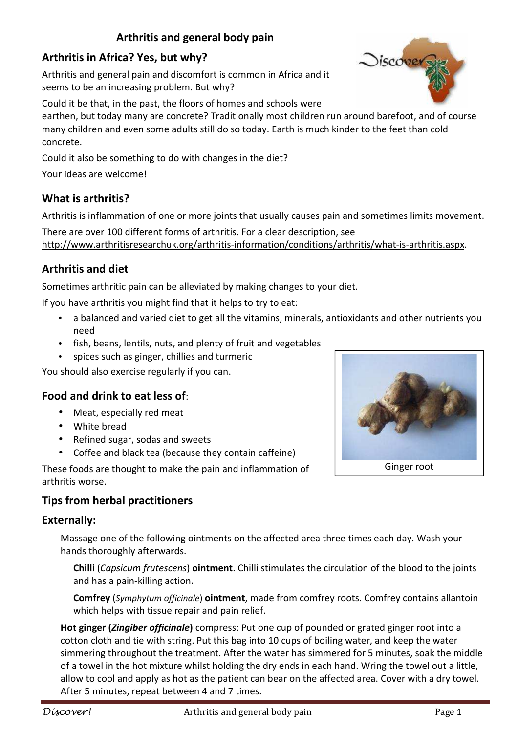# Arthritis and general body pain

## Arthritis in Africa? Yes, but why?

Arthritis and general pain and discomfort is common in Africa and it seems to be an increasing problem. But why?

Could it be that, in the past, the floors of homes and schools were earthen, but today many are concrete? Traditionally most children run around barefoot, and of course many children and even some adults still do so today. Earth is much kinder to the feet than cold concrete.

Could it also be something to do with changes in the diet?

Your ideas are welcome!

## What is arthritis?

Arthritis is inflammation of one or more joints that usually causes pain and sometimes limits movement.

There are over 100 different forms of arthritis. For a clear description, see http://www.arthritisresearchuk.org/arthritis-information/conditions/arthritis/what-is-arthritis.aspx.

## Arthritis and diet

Sometimes arthritic pain can be alleviated by making changes to your diet.

If you have arthritis you might find that it helps to try to eat:

- a balanced and varied diet to get all the vitamins, minerals, antioxidants and other nutrients you need
- fish, beans, lentils, nuts, and plenty of fruit and vegetables
- spices such as ginger, chillies and turmeric

You should also exercise regularly if you can.

## Food and drink to eat less of:

- Meat, especially red meat
- White bread
- Refined sugar, sodas and sweets
- Coffee and black tea (because they contain caffeine)

These foods are thought to make the pain and inflammation of arthritis worse.

Ginger root

## Tips from herbal practitioners

## Externally:

Massage one of the following ointments on the affected area three times each day. Wash your hands thoroughly afterwards.

**Chilli** (*Capsicum frutescens*) **ointment**. Chilli stimulates the circulation of the blood to the joints and has a pain-killing action.

**Comfrey** (*Symphytum officinale*) **ointment**, made from comfrey roots. Comfrey contains allantoin which helps with tissue repair and pain relief.

**Hot ginger (*Zingiber officinale*)** compress: Put one cup of pounded or grated ginger root into a cotton cloth and tie with string. Put this bag into 10 cups of boiling water, and keep the water simmering throughout the treatment. After the water has simmered for 5 minutes, soak the middle of a towel in the hot mixture whilst holding the dry ends in each hand. Wring the towel out a little, allow to cool and apply as hot as the patient can bear on the affected area. Cover with a dry towel. After 5 minutes, repeat between 4 and 7 times.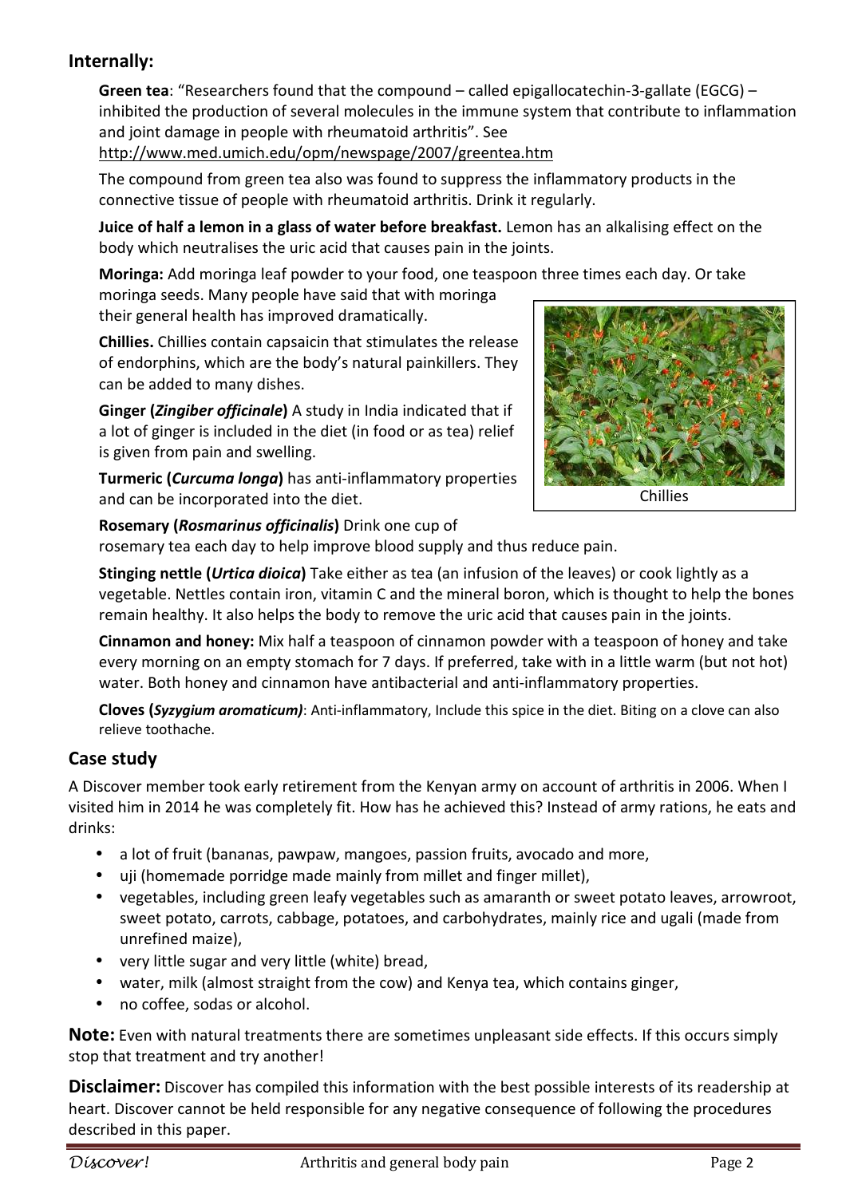## Internally:

**Green tea**: "Researchers found that the compound – called epigallocatechin-3-gallate (EGCG) – inhibited the production of several molecules in the immune system that contribute to inflammation and joint damage in people with rheumatoid arthritis". See http://www.med.umich.edu/opm/newspage/2007/greentea.htm

The compound from green tea also was found to suppress the inflammatory products in the connective tissue of people with rheumatoid arthritis. Drink it regularly.

**Juice of half a lemon in a glass of water before breakfast.** Lemon has an alkalising effect on the body which neutralises the uric acid that causes pain in the joints.

**Moringa:** Add moringa leaf powder to your food, one teaspoon three times each day. Or take moringa seeds. Many people have said that with moringa their general health has improved dramatically.

**Chillies.** Chillies contain capsaicin that stimulates the release of endorphins, which are the body's natural painkillers. They can be added to many dishes.

Chillies

**Ginger (*Zingiber officinale*)** A study in India indicated that if a lot of ginger is included in the diet (in food or as tea) relief is given from pain and swelling.

**Turmeric (*Curcuma longa*)** has anti-inflammatory properties and can be incorporated into the diet.

**Rosemary (*Rosmarinus officinalis*)** Drink one cup of rosemary tea each day to help improve blood supply and thus reduce pain.

**Stinging nettle (*Urtica dioica*)** Take either as tea (an infusion of the leaves) or cook lightly as a vegetable. Nettles contain iron, vitamin C and the mineral boron, which is thought to help the bones remain healthy. It also helps the body to remove the uric acid that causes pain in the joints.

**Cinnamon and honey:** Mix half a teaspoon of cinnamon powder with a teaspoon of honey and take every morning on an empty stomach for 7 days. If preferred, take with in a little warm (but not hot) water. Both honey and cinnamon have antibacterial and anti-inflammatory properties.

**Cloves (*Syzygium aromaticum)***: Anti-inflammatory, Include this spice in the diet. Biting on a clove can also relieve toothache.

## Case study

A Discover member took early retirement from the Kenyan army on account of arthritis in 2006. When I visited him in 2014 he was completely fit. How has he achieved this? Instead of army rations, he eats and drinks:

- a lot of fruit (bananas, pawpaw, mangoes, passion fruits, avocado and more,
- uji (homemade porridge made mainly from millet and finger millet),
- vegetables, including green leafy vegetables such as amaranth or sweet potato leaves, arrowroot, sweet potato, carrots, cabbage, potatoes, and carbohydrates, mainly rice and ugali (made from unrefined maize),
- very little sugar and very little (white) bread,
- water, milk (almost straight from the cow) and Kenya tea, which contains ginger,
- no coffee, sodas or alcohol.

**Note:** Even with natural treatments there are sometimes unpleasant side effects. If this occurs simply stop that treatment and try another!

**Disclaimer:** Discover has compiled this information with the best possible interests of its readership at heart. Discover cannot be held responsible for any negative consequence of following the procedures described in this paper.